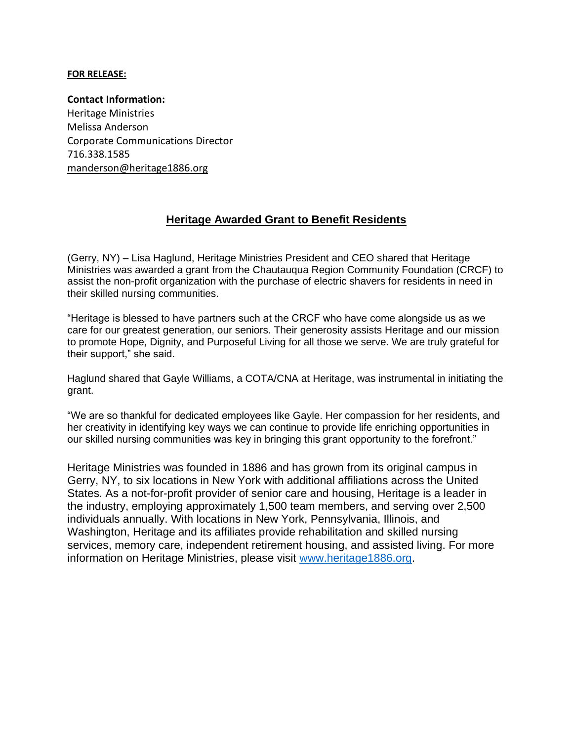**FOR RELEASE:**

**Contact Information:**
Heritage Ministries
Melissa Anderson
Corporate Communications Director
716.338.1585
manderson@heritage1886.org

## Heritage Awarded Grant to Benefit Residents

(Gerry, NY) – Lisa Haglund, Heritage Ministries President and CEO shared that Heritage Ministries was awarded a grant from the Chautauqua Region Community Foundation (CRCF) to assist the non-profit organization with the purchase of electric shavers for residents in need in their skilled nursing communities.

"Heritage is blessed to have partners such at the CRCF who have come alongside us as we care for our greatest generation, our seniors. Their generosity assists Heritage and our mission to promote Hope, Dignity, and Purposeful Living for all those we serve. We are truly grateful for their support," she said.

Haglund shared that Gayle Williams, a COTA/CNA at Heritage, was instrumental in initiating the grant.

"We are so thankful for dedicated employees like Gayle. Her compassion for her residents, and her creativity in identifying key ways we can continue to provide life enriching opportunities in our skilled nursing communities was key in bringing this grant opportunity to the forefront."

Heritage Ministries was founded in 1886 and has grown from its original campus in Gerry, NY, to six locations in New York with additional affiliations across the United States. As a not-for-profit provider of senior care and housing, Heritage is a leader in the industry, employing approximately 1,500 team members, and serving over 2,500 individuals annually. With locations in New York, Pennsylvania, Illinois, and Washington, Heritage and its affiliates provide rehabilitation and skilled nursing services, memory care, independent retirement housing, and assisted living. For more information on Heritage Ministries, please visit www.heritage1886.org.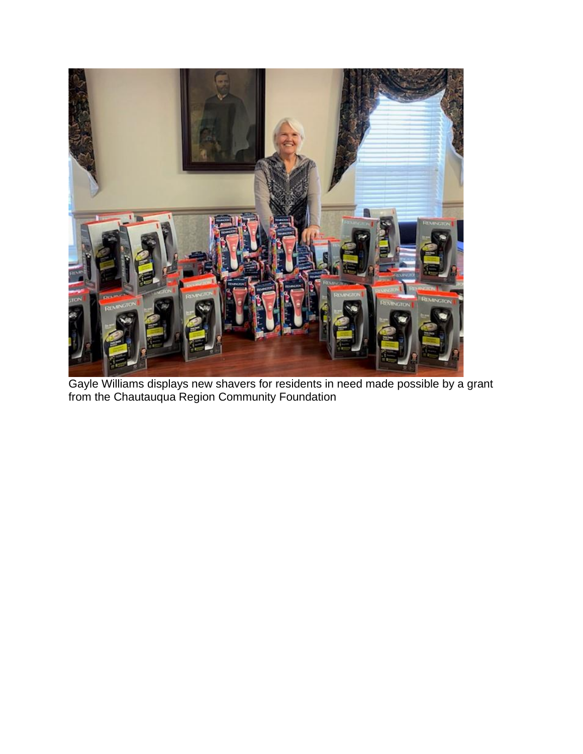Gayle Williams displays new shavers for residents in need made possible by a grant from the Chautauqua Region Community Foundation